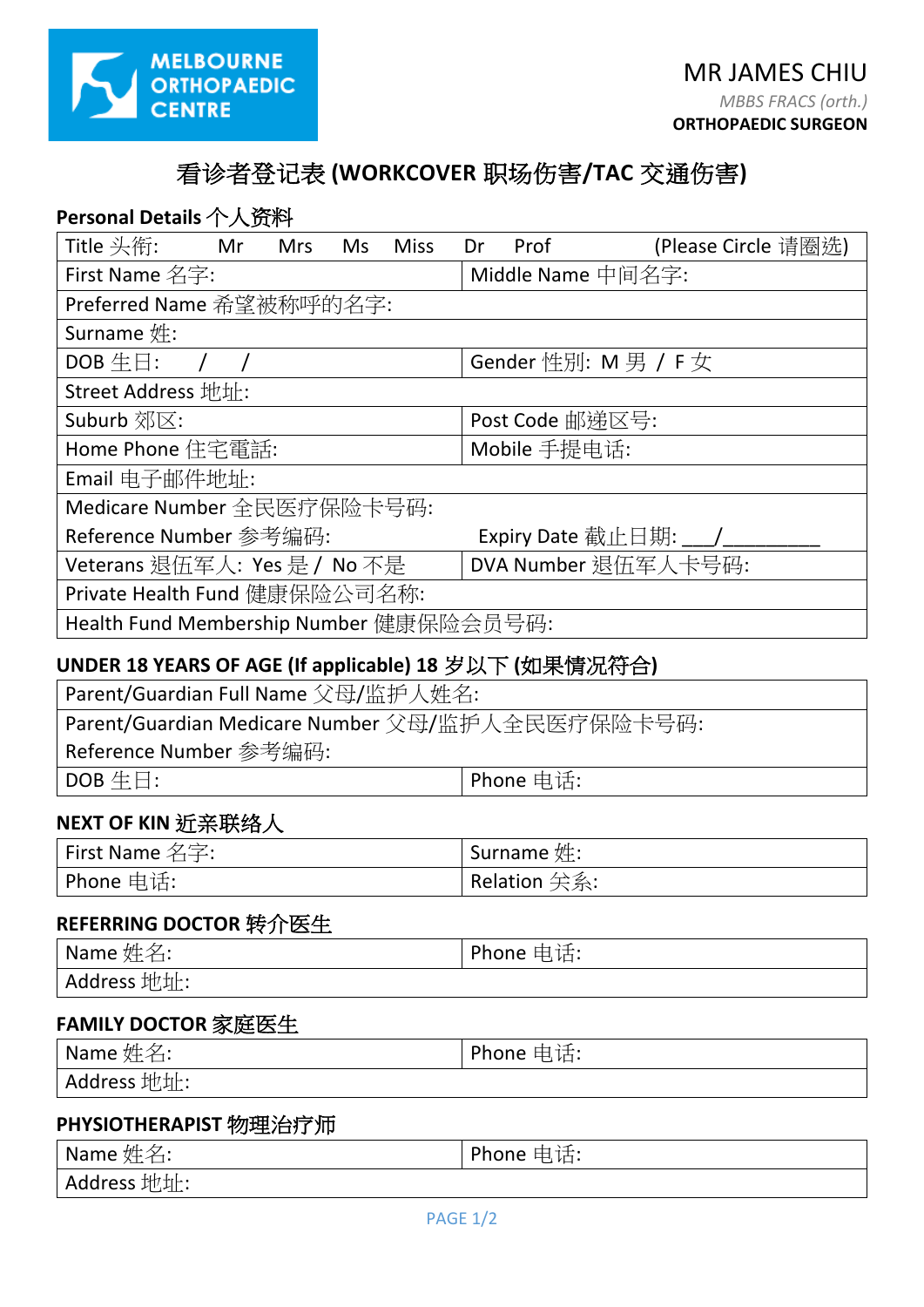MELBOURNE ORTHOPAEDIC CENTRE

MR JAMES CHIU

*MBBS FRACS (orth.)*

**ORTHOPAEDIC SURGEON**

# 看诊者登记表 (WORKCOVER 职场伤害/TAC 交通伤害)

## Personal Details 个人资料

| | |
|---|---|
| Title 头衔: Mr Mrs Ms Miss Dr Prof (Please Circle 请圈选) | |
| First Name 名字: | Middle Name 中间名字: |
| Preferred Name 希望被称呼的名字: | |
| Surname 姓: | |
| DOB 生日: / / | Gender 性别: M 男 / F 女 |
| Street Address 地址: | |
| Suburb 郊区: | Post Code 邮递区号: |
| Home Phone 住宅電話: | Mobile 手提电话: |
| Email 电子邮件地址: | |
| Medicare Number 全民医疗保险卡号码:<br>Reference Number 参考编码: | Expiry Date 截止日期: ___/_________ |
| Veterans 退伍军人: Yes 是 / No 不是 | DVA Number 退伍军人卡号码: |
| Private Health Fund 健康保险公司名称: | |
| Health Fund Membership Number 健康保险会员号码: | |

## UNDER 18 YEARS OF AGE (If applicable) 18 岁以下 (如果情况符合)

| | |
|---|---|
| Parent/Guardian Full Name 父母/监护人姓名: | |
| Parent/Guardian Medicare Number 父母/监护人全民医疗保险卡号码:<br>Reference Number 参考编码: | |
| DOB 生日: | Phone 电话: |

## NEXT OF KIN 近亲联络人

| | |
|---|---|
| First Name 名字: | Surname 姓: |
| Phone 电话: | Relation 关系: |

## REFERRING DOCTOR 转介医生

| | |
|---|---|
| Name 姓名: | Phone 电话: |
| Address 地址: | |

## FAMILY DOCTOR 家庭医生

| | |
|---|---|
| Name 姓名: | Phone 电话: |
| Address 地址: | |

## PHYSIOTHERAPIST 物理治疗师

| | |
|---|---|
| Name 姓名: | Phone 电话: |
| Address 地址: | |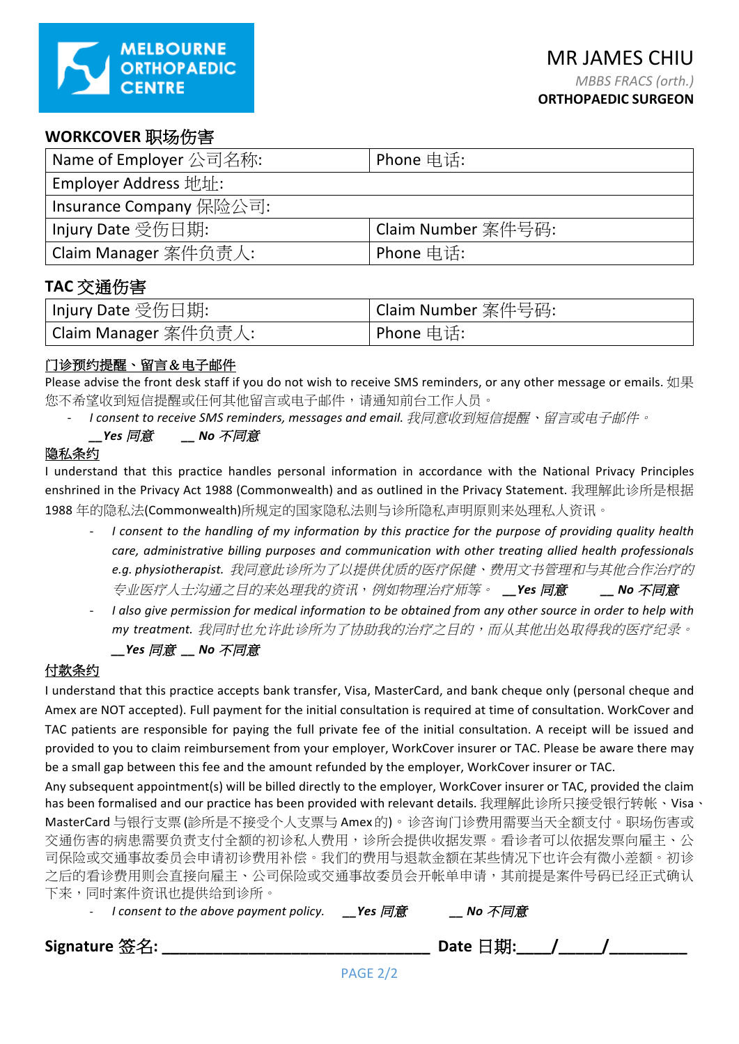**MELBOURNE ORTHOPAEDIC CENTRE**

# MR JAMES CHIU

*MBBS FRACS (orth.)*

**ORTHOPAEDIC SURGEON**

## WORKCOVER 职场伤害

| | |
|---|---|
| Name of Employer 公司名称: | Phone 电话: |
| Employer Address 地址: | |
| Insurance Company 保险公司: | |
| Injury Date 受伤日期: | Claim Number 案件号码: |
| Claim Manager 案件负责人: | Phone 电话: |

## TAC 交通伤害

| | |
|---|---|
| Injury Date 受伤日期: | Claim Number 案件号码: |
| Claim Manager 案件负责人: | Phone 电话: |

### 门诊预约提醒、留言＆电子邮件

Please advise the front desk staff if you do not wish to receive SMS reminders, or any other message or emails. 如果您不希望收到短信提醒或任何其他留言或电子邮件，请通知前台工作人员。

- *I consent to receive SMS reminders, messages and email. 我同意收到短信提醒、留言或电子邮件。*
  ***__Yes 同意   __ No 不同意***

### 隐私条约

I understand that this practice handles personal information in accordance with the National Privacy Principles enshrined in the Privacy Act 1988 (Commonwealth) and as outlined in the Privacy Statement. 我理解此诊所是根据1988 年的隐私法(Commonwealth)所规定的国家隐私法则与诊所隐私声明原则来处理私人资讯。

- *I consent to the handling of my information by this practice for the purpose of providing quality health care, administrative billing purposes and communication with other treating allied health professionals e.g. physiotherapist. 我同意此诊所为了以提供优质的医疗保健、费用文书管理和与其他合作治疗的专业医疗人士沟通之目的来处理我的资讯，例如物理治疗师等。* ***__Yes 同意   __ No 不同意***
- *I also give permission for medical information to be obtained from any other source in order to help with my treatment. 我同时也允许此诊所为了协助我的治疗之目的，而从其他出处取得我的医疗纪录。*
  ***__Yes 同意 __ No 不同意***

### 付款条约

I understand that this practice accepts bank transfer, Visa, MasterCard, and bank cheque only (personal cheque and Amex are NOT accepted). Full payment for the initial consultation is required at time of consultation. WorkCover and TAC patients are responsible for paying the full private fee of the initial consultation. A receipt will be issued and provided to you to claim reimbursement from your employer, WorkCover insurer or TAC. Please be aware there may be a small gap between this fee and the amount refunded by the employer, WorkCover insurer or TAC.

Any subsequent appointment(s) will be billed directly to the employer, WorkCover insurer or TAC, provided the claim has been formalised and our practice has been provided with relevant details. 我理解此诊所只接受银行转帐、Visa、MasterCard 与银行支票(診所是不接受个人支票与 Amex 的)。诊咨询门诊费用需要当天全额支付。职场伤害或交通伤害的病患需要负责支付全额的初诊私人费用，诊所会提供收据发票。看诊者可以依据发票向雇主、公司保险或交通事故委员会申请初诊费用补偿。我们的费用与退款金额在某些情况下也许会有微小差额。初诊之后的看诊费用则会直接向雇主、公司保险或交通事故委员会开帐单申请，其前提是案件号码已经正式确认下来，同时案件资讯也提供给到诊所。

- *I consent to the above payment policy.* ***__Yes 同意   __ No 不同意***

**Signature 签名: ______________________________   Date 日期:____/_____/_________**